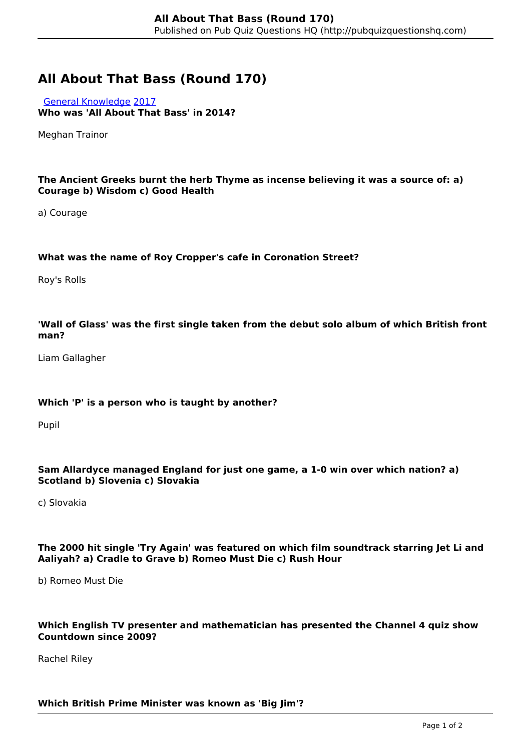# All About That Bass (Round 170)

[General Knowledge](#) [2017](#)

**Who was 'All About That Bass' in 2014?**

Meghan Trainor

**The Ancient Greeks burnt the herb Thyme as incense believing it was a source of: a) Courage b) Wisdom c) Good Health**

a) Courage

**What was the name of Roy Cropper's cafe in Coronation Street?**

Roy's Rolls

**'Wall of Glass' was the first single taken from the debut solo album of which British front man?**

Liam Gallagher

**Which 'P' is a person who is taught by another?**

Pupil

**Sam Allardyce managed England for just one game, a 1-0 win over which nation? a) Scotland b) Slovenia c) Slovakia**

c) Slovakia

**The 2000 hit single 'Try Again' was featured on which film soundtrack starring Jet Li and Aaliyah? a) Cradle to Grave b) Romeo Must Die c) Rush Hour**

b) Romeo Must Die

**Which English TV presenter and mathematician has presented the Channel 4 quiz show Countdown since 2009?**

Rachel Riley

**Which British Prime Minister was known as 'Big Jim'?**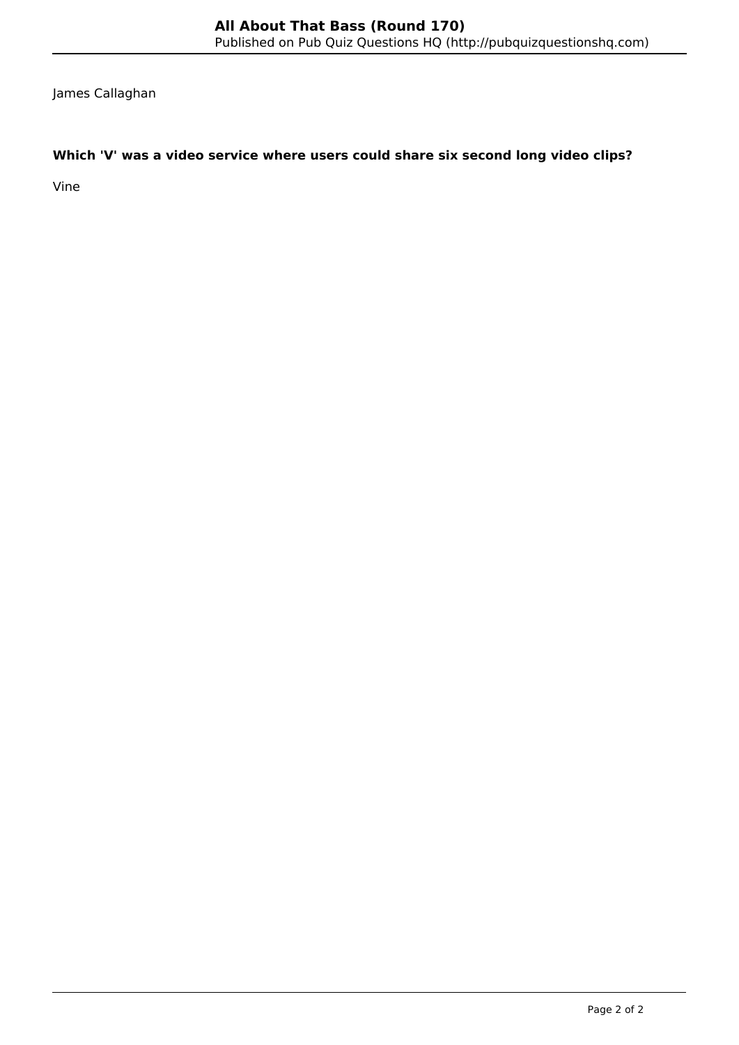James Callaghan

**Which 'V' was a video service where users could share six second long video clips?**

Vine